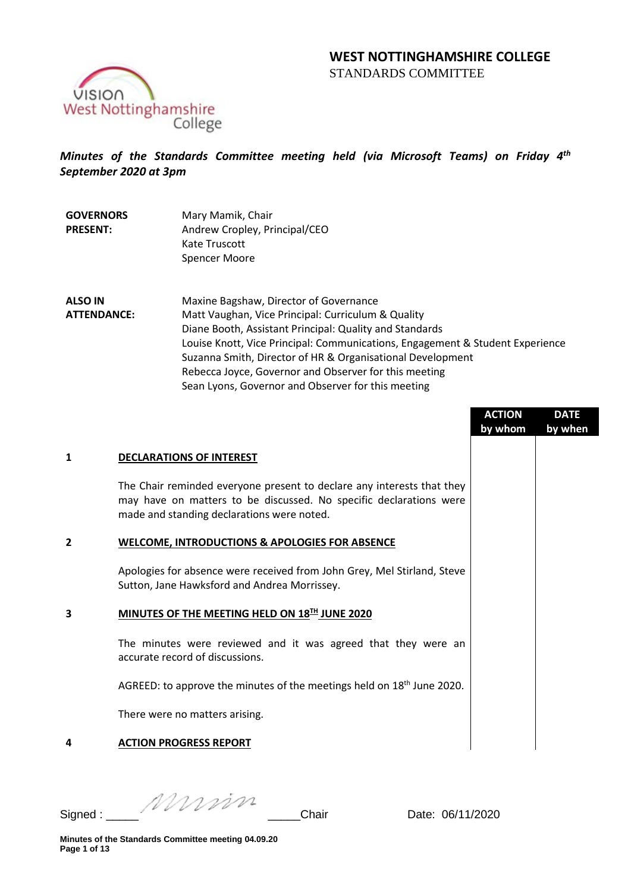# WEST NOTTINGHAMSHIRE COLLEGE
STANDARDS COMMITTEE

***Minutes of the Standards Committee meeting held (via Microsoft Teams) on Friday 4th September 2020 at 3pm***

| | |
|---|---|
| **GOVERNORS PRESENT:** | Mary Mamik, Chair<br>Andrew Cropley, Principal/CEO<br>Kate Truscott<br>Spencer Moore |
| **ALSO IN ATTENDANCE:** | Maxine Bagshaw, Director of Governance<br>Matt Vaughan, Vice Principal: Curriculum & Quality<br>Diane Booth, Assistant Principal: Quality and Standards<br>Louise Knott, Vice Principal: Communications, Engagement & Student Experience<br>Suzanna Smith, Director of HR & Organisational Development<br>Rebecca Joyce, Governor and Observer for this meeting<br>Sean Lyons, Governor and Observer for this meeting |

| | | ACTION by whom | DATE by when |
|---|---|---|---|
| **1** | **DECLARATIONS OF INTEREST** | | |
| | The Chair reminded everyone present to declare any interests that they may have on matters to be discussed. No specific declarations were made and standing declarations were noted. | | |
| **2** | **WELCOME, INTRODUCTIONS & APOLOGIES FOR ABSENCE** | | |
| | Apologies for absence were received from John Grey, Mel Stirland, Steve Sutton, Jane Hawksford and Andrea Morrissey. | | |
| **3** | **MINUTES OF THE MEETING HELD ON 18TH JUNE 2020** | | |
| | The minutes were reviewed and it was agreed that they were an accurate record of discussions. | | |
| | AGREED: to approve the minutes of the meetings held on 18th June 2020. | | |
| | There were no matters arising. | | |
| **4** | **ACTION PROGRESS REPORT** | | |

Signed : ______ *[signature]* ______Chair Date: 06/11/2020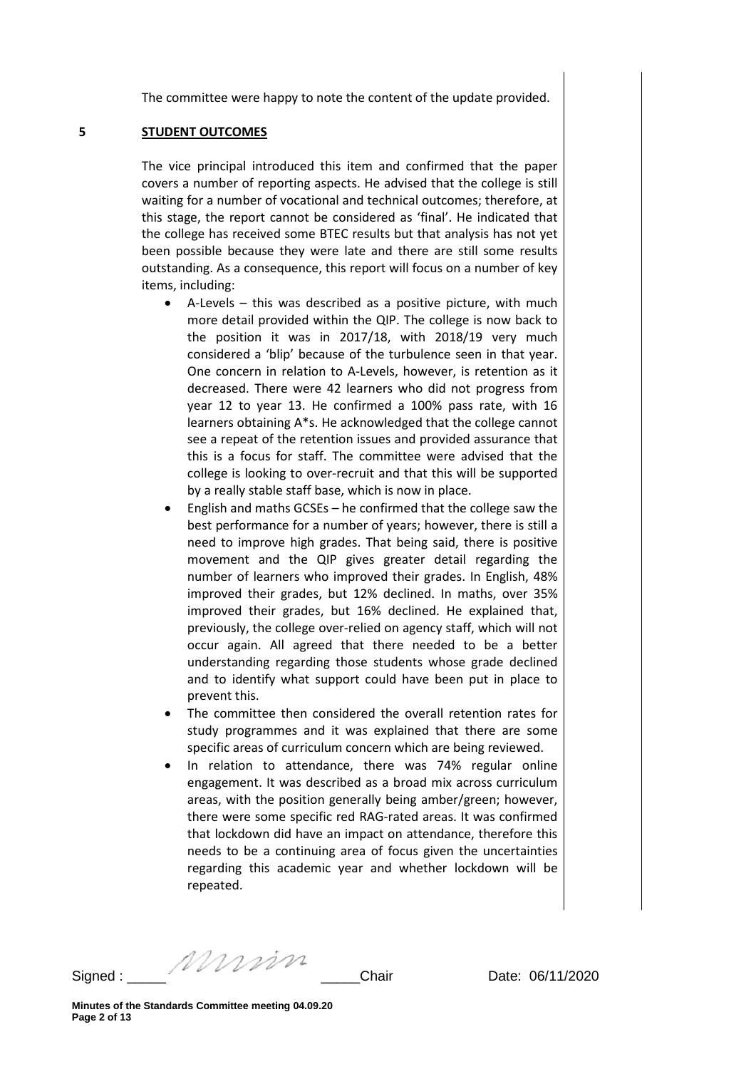The committee were happy to note the content of the update provided.

## 5 STUDENT OUTCOMES

The vice principal introduced this item and confirmed that the paper covers a number of reporting aspects. He advised that the college is still waiting for a number of vocational and technical outcomes; therefore, at this stage, the report cannot be considered as 'final'. He indicated that the college has received some BTEC results but that analysis has not yet been possible because they were late and there are still some results outstanding. As a consequence, this report will focus on a number of key items, including:

- A-Levels – this was described as a positive picture, with much more detail provided within the QIP. The college is now back to the position it was in 2017/18, with 2018/19 very much considered a 'blip' because of the turbulence seen in that year. One concern in relation to A-Levels, however, is retention as it decreased. There were 42 learners who did not progress from year 12 to year 13. He confirmed a 100% pass rate, with 16 learners obtaining A*s. He acknowledged that the college cannot see a repeat of the retention issues and provided assurance that this is a focus for staff. The committee were advised that the college is looking to over-recruit and that this will be supported by a really stable staff base, which is now in place.
- English and maths GCSEs – he confirmed that the college saw the best performance for a number of years; however, there is still a need to improve high grades. That being said, there is positive movement and the QIP gives greater detail regarding the number of learners who improved their grades. In English, 48% improved their grades, but 12% declined. In maths, over 35% improved their grades, but 16% declined. He explained that, previously, the college over-relied on agency staff, which will not occur again. All agreed that there needed to be a better understanding regarding those students whose grade declined and to identify what support could have been put in place to prevent this.
- The committee then considered the overall retention rates for study programmes and it was explained that there are some specific areas of curriculum concern which are being reviewed.
- In relation to attendance, there was 74% regular online engagement. It was described as a broad mix across curriculum areas, with the position generally being amber/green; however, there were some specific red RAG-rated areas. It was confirmed that lockdown did have an impact on attendance, therefore this needs to be a continuing area of focus given the uncertainties regarding this academic year and whether lockdown will be repeated.

Signed : _____ _____Chair Date: 06/11/2020

**Minutes of the Standards Committee meeting 04.09.20**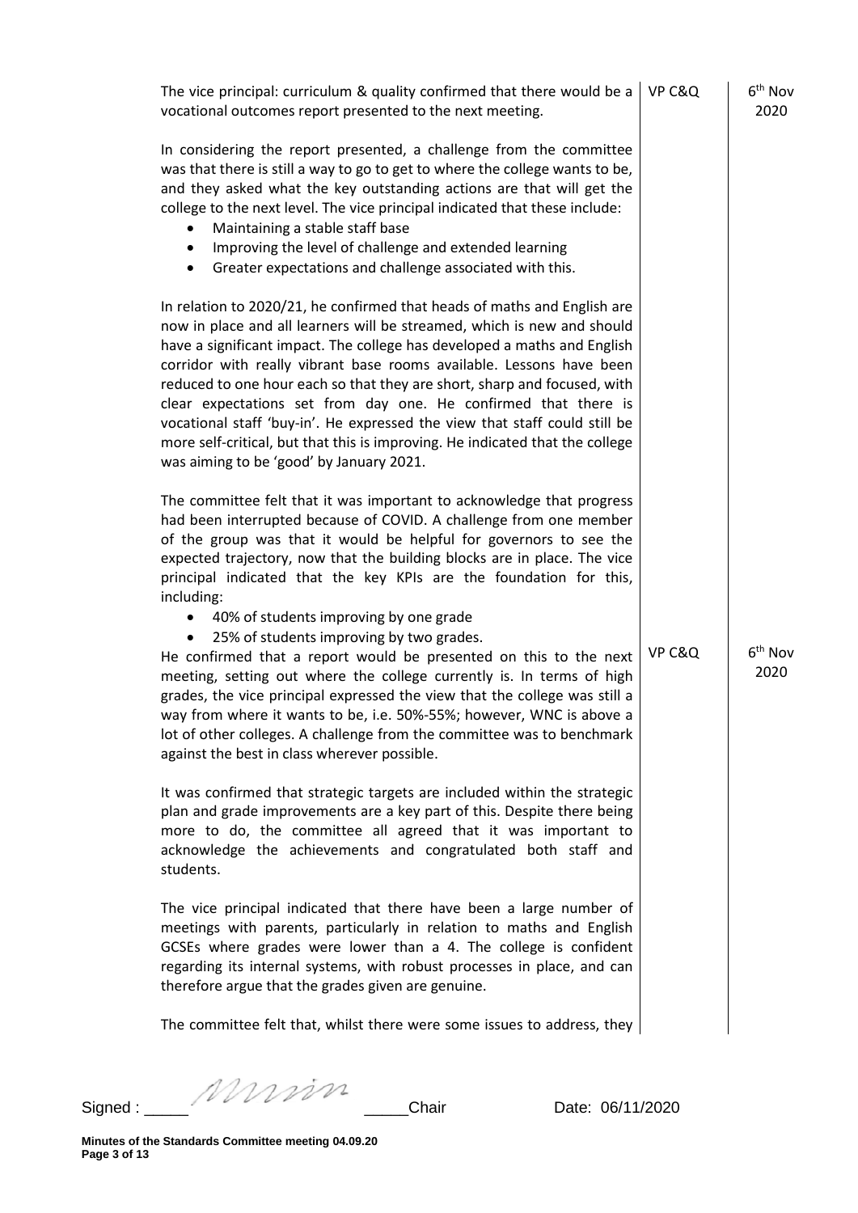| | | |
|---|---|---|
| The vice principal: curriculum & quality confirmed that there would be a vocational outcomes report presented to the next meeting. | VP C&Q | 6th Nov 2020 |
| In considering the report presented, a challenge from the committee was that there is still a way to go to get to where the college wants to be, and they asked what the key outstanding actions are that will get the college to the next level. The vice principal indicated that these include:<br>• Maintaining a stable staff base<br>• Improving the level of challenge and extended learning<br>• Greater expectations and challenge associated with this. | | |
| In relation to 2020/21, he confirmed that heads of maths and English are now in place and all learners will be streamed, which is new and should have a significant impact. The college has developed a maths and English corridor with really vibrant base rooms available. Lessons have been reduced to one hour each so that they are short, sharp and focused, with clear expectations set from day one. He confirmed that there is vocational staff 'buy-in'. He expressed the view that staff could still be more self-critical, but that this is improving. He indicated that the college was aiming to be 'good' by January 2021. | | |
| The committee felt that it was important to acknowledge that progress had been interrupted because of COVID. A challenge from one member of the group was that it would be helpful for governors to see the expected trajectory, now that the building blocks are in place. The vice principal indicated that the key KPIs are the foundation for this, including:<br>• 40% of students improving by one grade<br>• 25% of students improving by two grades.<br>He confirmed that a report would be presented on this to the next meeting, setting out where the college currently is. In terms of high grades, the vice principal expressed the view that the college was still a way from where it wants to be, i.e. 50%-55%; however, WNC is above a lot of other colleges. A challenge from the committee was to benchmark against the best in class wherever possible. | VP C&Q | 6th Nov 2020 |
| It was confirmed that strategic targets are included within the strategic plan and grade improvements are a key part of this. Despite there being more to do, the committee all agreed that it was important to acknowledge the achievements and congratulated both staff and students. | | |
| The vice principal indicated that there have been a large number of meetings with parents, particularly in relation to maths and English GCSEs where grades were lower than a 4. The college is confident regarding its internal systems, with robust processes in place, and can therefore argue that the grades given are genuine. | | |
| The committee felt that, whilst there were some issues to address, they | | |

Signed : _____ _____Chair Date: 06/11/2020

Minutes of the Standards Committee meeting 04.09.20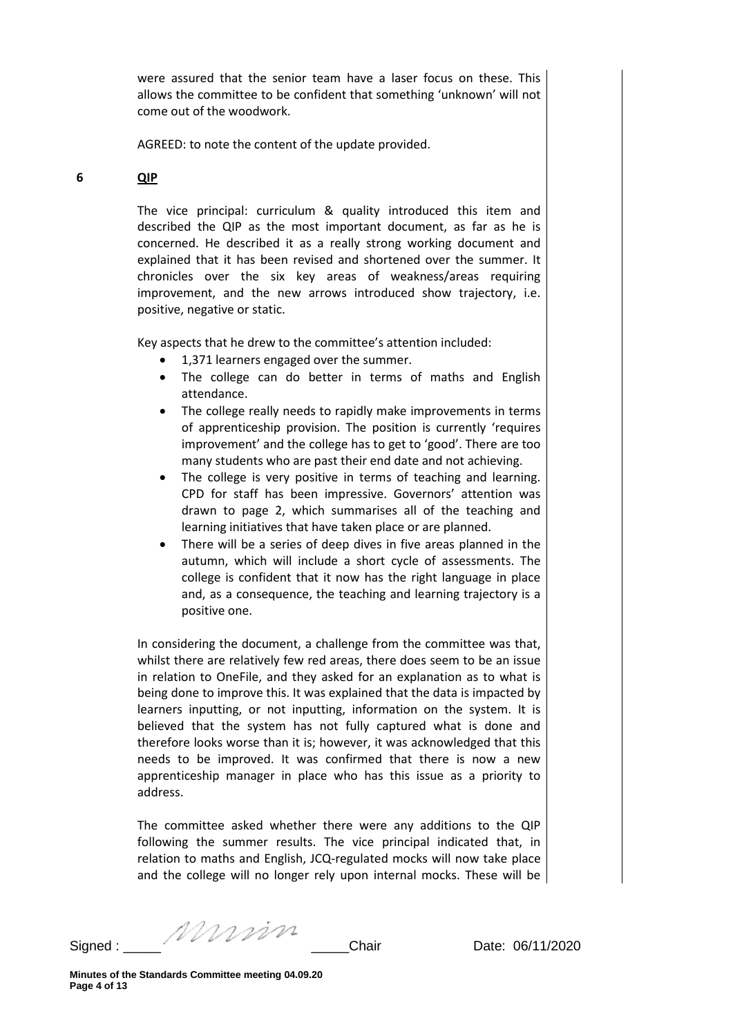were assured that the senior team have a laser focus on these. This allows the committee to be confident that something 'unknown' will not come out of the woodwork.

AGREED: to note the content of the update provided.

## 6 QIP

The vice principal: curriculum & quality introduced this item and described the QIP as the most important document, as far as he is concerned. He described it as a really strong working document and explained that it has been revised and shortened over the summer. It chronicles over the six key areas of weakness/areas requiring improvement, and the new arrows introduced show trajectory, i.e. positive, negative or static.

Key aspects that he drew to the committee's attention included:

- 1,371 learners engaged over the summer.
- The college can do better in terms of maths and English attendance.
- The college really needs to rapidly make improvements in terms of apprenticeship provision. The position is currently 'requires improvement' and the college has to get to 'good'. There are too many students who are past their end date and not achieving.
- The college is very positive in terms of teaching and learning. CPD for staff has been impressive. Governors' attention was drawn to page 2, which summarises all of the teaching and learning initiatives that have taken place or are planned.
- There will be a series of deep dives in five areas planned in the autumn, which will include a short cycle of assessments. The college is confident that it now has the right language in place and, as a consequence, the teaching and learning trajectory is a positive one.

In considering the document, a challenge from the committee was that, whilst there are relatively few red areas, there does seem to be an issue in relation to OneFile, and they asked for an explanation as to what is being done to improve this. It was explained that the data is impacted by learners inputting, or not inputting, information on the system. It is believed that the system has not fully captured what is done and therefore looks worse than it is; however, it was acknowledged that this needs to be improved. It was confirmed that there is now a new apprenticeship manager in place who has this issue as a priority to address.

The committee asked whether there were any additions to the QIP following the summer results. The vice principal indicated that, in relation to maths and English, JCQ-regulated mocks will now take place and the college will no longer rely upon internal mocks. These will be

Signed : _____ _____Chair Date: 06/11/2020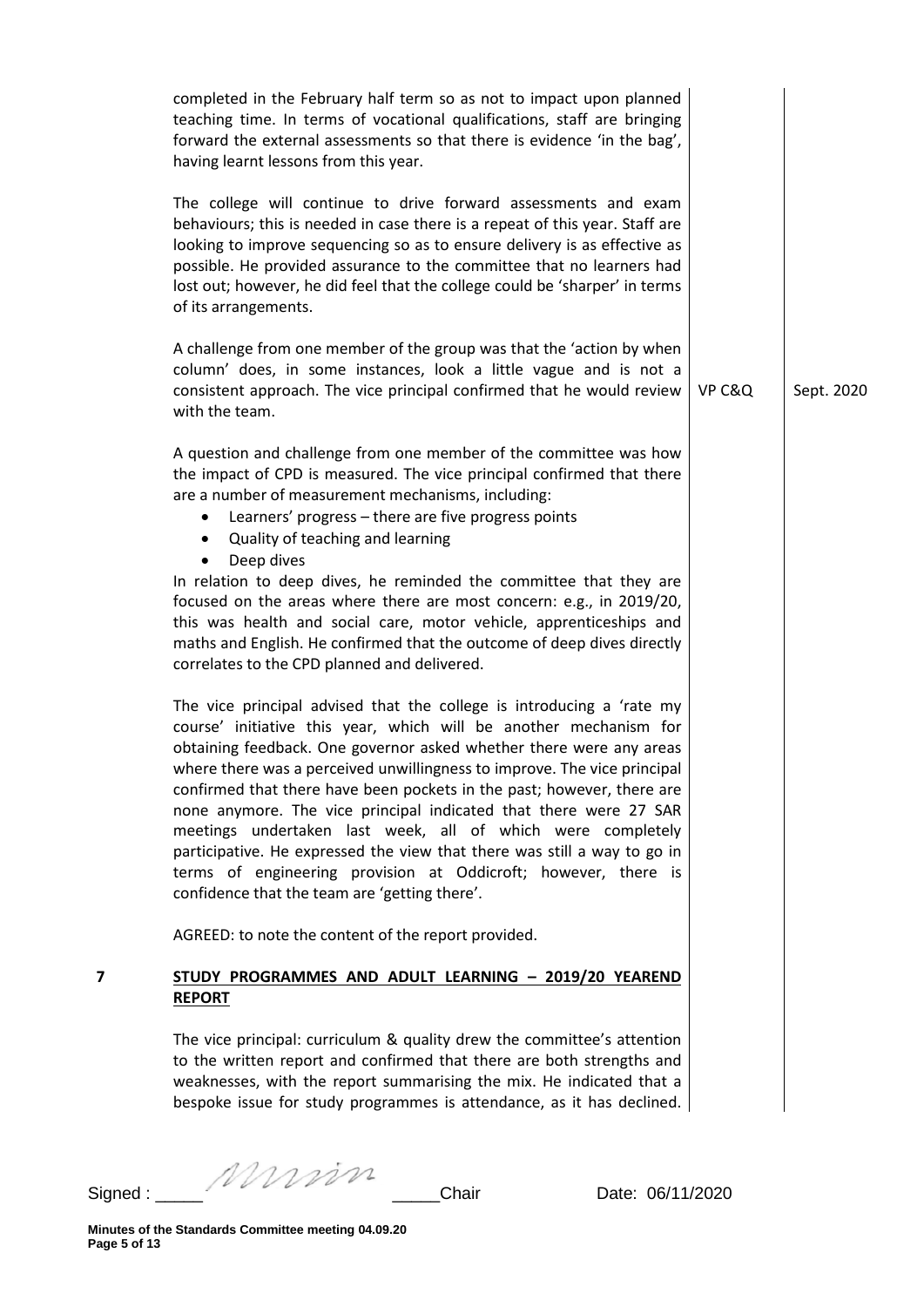completed in the February half term so as not to impact upon planned teaching time. In terms of vocational qualifications, staff are bringing forward the external assessments so that there is evidence 'in the bag', having learnt lessons from this year.

The college will continue to drive forward assessments and exam behaviours; this is needed in case there is a repeat of this year. Staff are looking to improve sequencing so as to ensure delivery is as effective as possible. He provided assurance to the committee that no learners had lost out; however, he did feel that the college could be 'sharper' in terms of its arrangements.

A challenge from one member of the group was that the 'action by when column' does, in some instances, look a little vague and is not a consistent approach. The vice principal confirmed that he would review with the team. — **VP C&Q** — **Sept. 2020**

A question and challenge from one member of the committee was how the impact of CPD is measured. The vice principal confirmed that there are a number of measurement mechanisms, including:

- Learners' progress – there are five progress points
- Quality of teaching and learning
- Deep dives

In relation to deep dives, he reminded the committee that they are focused on the areas where there are most concern: e.g., in 2019/20, this was health and social care, motor vehicle, apprenticeships and maths and English. He confirmed that the outcome of deep dives directly correlates to the CPD planned and delivered.

The vice principal advised that the college is introducing a 'rate my course' initiative this year, which will be another mechanism for obtaining feedback. One governor asked whether there were any areas where there was a perceived unwillingness to improve. The vice principal confirmed that there have been pockets in the past; however, there are none anymore. The vice principal indicated that there were 27 SAR meetings undertaken last week, all of which were completely participative. He expressed the view that there was still a way to go in terms of engineering provision at Oddicroft; however, there is confidence that the team are 'getting there'.

AGREED: to note the content of the report provided.

## 7 STUDY PROGRAMMES AND ADULT LEARNING – 2019/20 YEAREND REPORT

The vice principal: curriculum & quality drew the committee's attention to the written report and confirmed that there are both strengths and weaknesses, with the report summarising the mix. He indicated that a bespoke issue for study programmes is attendance, as it has declined.

Signed : \_\_\_\_\_ [signature] \_\_\_\_\_Chair Date: 06/11/2020

Minutes of the Standards Committee meeting 04.09.20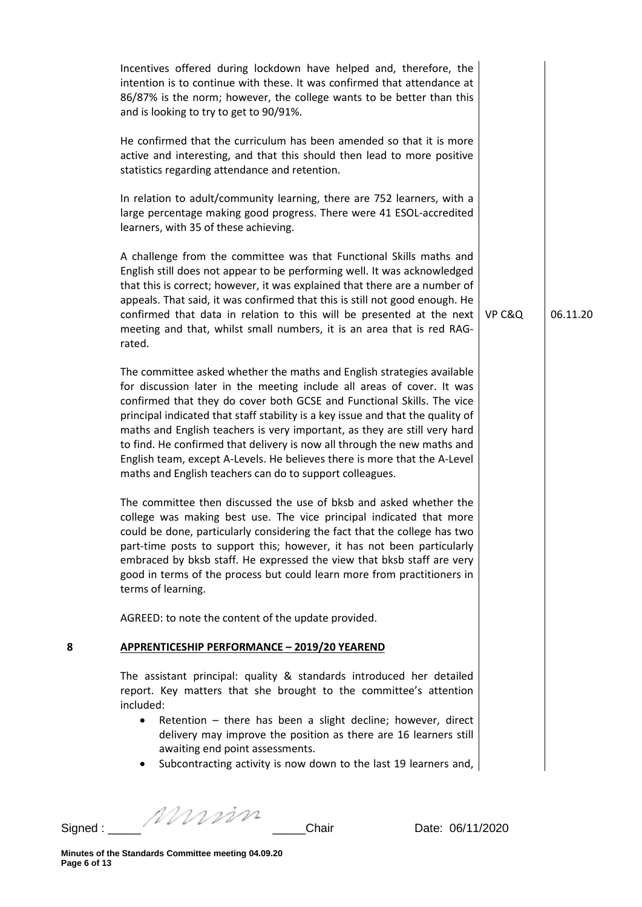Incentives offered during lockdown have helped and, therefore, the intention is to continue with these. It was confirmed that attendance at 86/87% is the norm; however, the college wants to be better than this and is looking to try to get to 90/91%.

He confirmed that the curriculum has been amended so that it is more active and interesting, and that this should then lead to more positive statistics regarding attendance and retention.

In relation to adult/community learning, there are 752 learners, with a large percentage making good progress. There were 41 ESOL-accredited learners, with 35 of these achieving.

A challenge from the committee was that Functional Skills maths and English still does not appear to be performing well. It was acknowledged that this is correct; however, it was explained that there are a number of appeals. That said, it was confirmed that this is still not good enough. He confirmed that data in relation to this will be presented at the next meeting and that, whilst small numbers, it is an area that is red RAG-rated. | VP C&Q | 06.11.20

The committee asked whether the maths and English strategies available for discussion later in the meeting include all areas of cover. It was confirmed that they do cover both GCSE and Functional Skills. The vice principal indicated that staff stability is a key issue and that the quality of maths and English teachers is very important, as they are still very hard to find. He confirmed that delivery is now all through the new maths and English team, except A-Levels. He believes there is more that the A-Level maths and English teachers can do to support colleagues.

The committee then discussed the use of bksb and asked whether the college was making best use. The vice principal indicated that more could be done, particularly considering the fact that the college has two part-time posts to support this; however, it has not been particularly embraced by bksb staff. He expressed the view that bksb staff are very good in terms of the process but could learn more from practitioners in terms of learning.

AGREED: to note the content of the update provided.

## 8 APPRENTICESHIP PERFORMANCE – 2019/20 YEAREND

The assistant principal: quality & standards introduced her detailed report. Key matters that she brought to the committee's attention included:

- Retention – there has been a slight decline; however, direct delivery may improve the position as there are 16 learners still awaiting end point assessments.
- Subcontracting activity is now down to the last 19 learners and,

Signed : Chair Date: 06/11/2020

**Minutes of the Standards Committee meeting 04.09.20**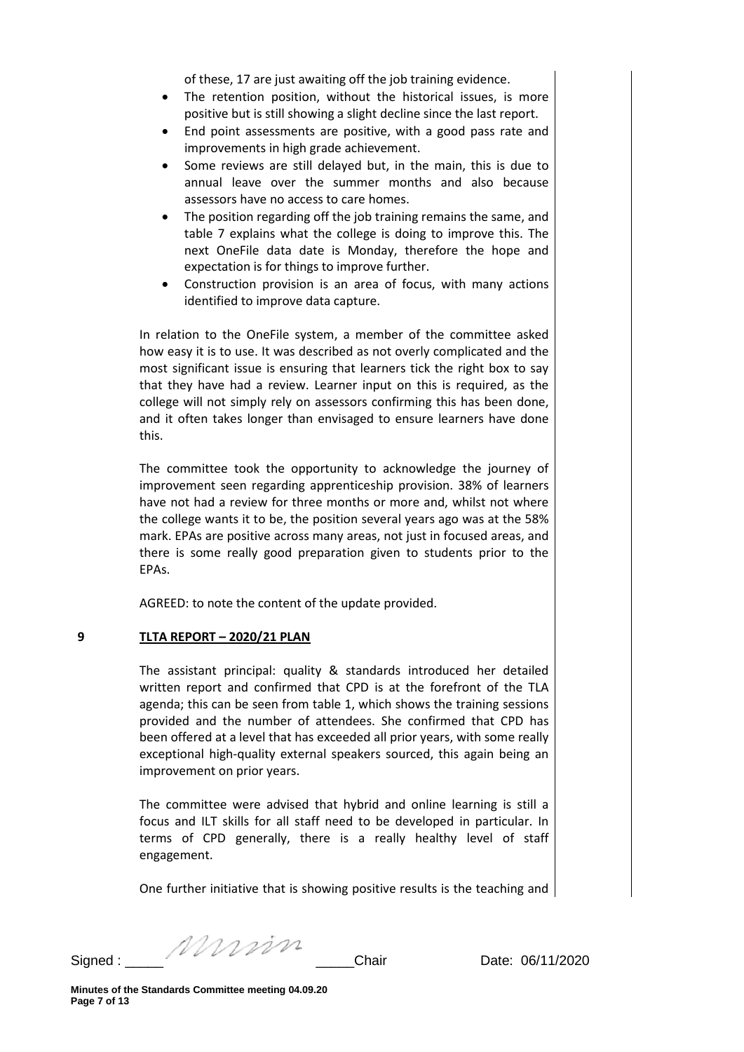of these, 17 are just awaiting off the job training evidence.

- The retention position, without the historical issues, is more positive but is still showing a slight decline since the last report.
- End point assessments are positive, with a good pass rate and improvements in high grade achievement.
- Some reviews are still delayed but, in the main, this is due to annual leave over the summer months and also because assessors have no access to care homes.
- The position regarding off the job training remains the same, and table 7 explains what the college is doing to improve this. The next OneFile data date is Monday, therefore the hope and expectation is for things to improve further.
- Construction provision is an area of focus, with many actions identified to improve data capture.

In relation to the OneFile system, a member of the committee asked how easy it is to use. It was described as not overly complicated and the most significant issue is ensuring that learners tick the right box to say that they have had a review. Learner input on this is required, as the college will not simply rely on assessors confirming this has been done, and it often takes longer than envisaged to ensure learners have done this.

The committee took the opportunity to acknowledge the journey of improvement seen regarding apprenticeship provision. 38% of learners have not had a review for three months or more and, whilst not where the college wants it to be, the position several years ago was at the 58% mark. EPAs are positive across many areas, not just in focused areas, and there is some really good preparation given to students prior to the EPAs.

AGREED: to note the content of the update provided.

## 9 TLTA REPORT – 2020/21 PLAN

The assistant principal: quality & standards introduced her detailed written report and confirmed that CPD is at the forefront of the TLA agenda; this can be seen from table 1, which shows the training sessions provided and the number of attendees. She confirmed that CPD has been offered at a level that has exceeded all prior years, with some really exceptional high-quality external speakers sourced, this again being an improvement on prior years.

The committee were advised that hybrid and online learning is still a focus and ILT skills for all staff need to be developed in particular. In terms of CPD generally, there is a really healthy level of staff engagement.

One further initiative that is showing positive results is the teaching and

Signed : _____ _____Chair Date: 06/11/2020

**Minutes of the Standards Committee meeting 04.09.20**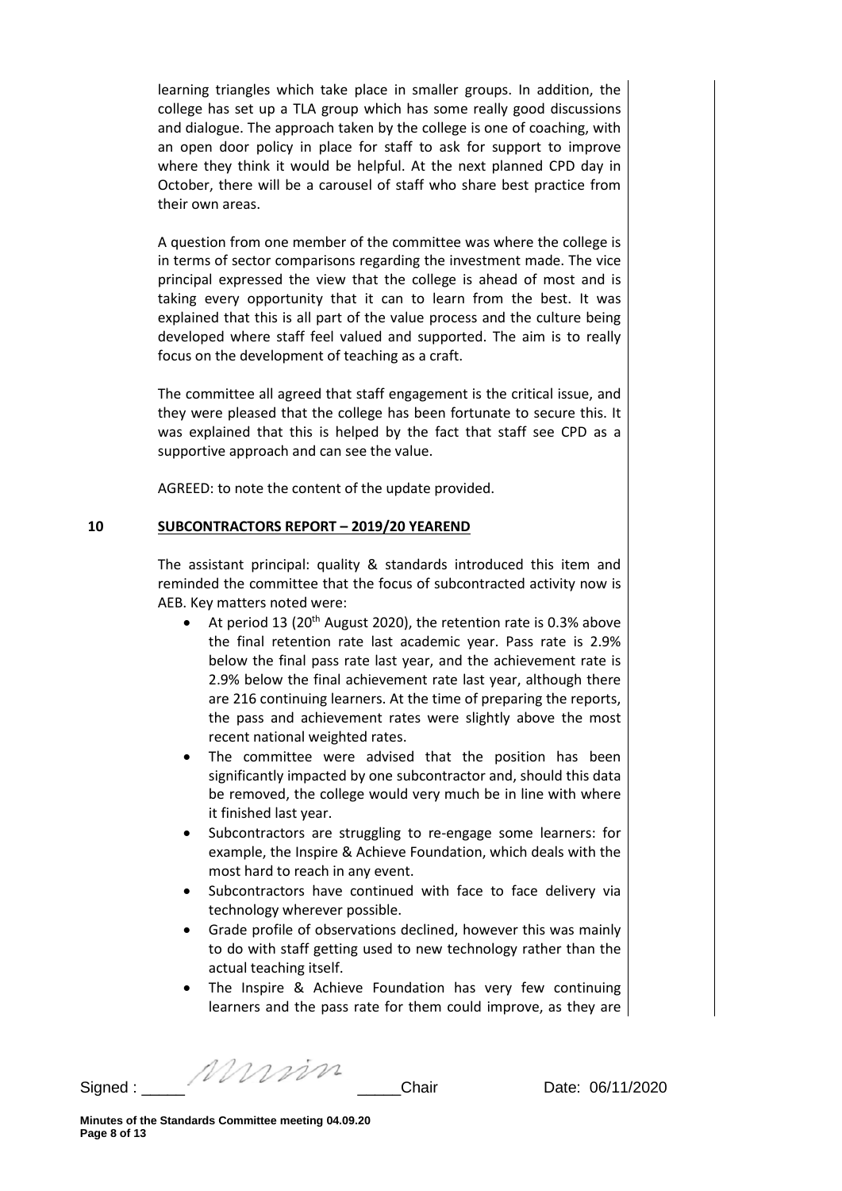learning triangles which take place in smaller groups. In addition, the college has set up a TLA group which has some really good discussions and dialogue. The approach taken by the college is one of coaching, with an open door policy in place for staff to ask for support to improve where they think it would be helpful. At the next planned CPD day in October, there will be a carousel of staff who share best practice from their own areas.

A question from one member of the committee was where the college is in terms of sector comparisons regarding the investment made. The vice principal expressed the view that the college is ahead of most and is taking every opportunity that it can to learn from the best. It was explained that this is all part of the value process and the culture being developed where staff feel valued and supported. The aim is to really focus on the development of teaching as a craft.

The committee all agreed that staff engagement is the critical issue, and they were pleased that the college has been fortunate to secure this. It was explained that this is helped by the fact that staff see CPD as a supportive approach and can see the value.

AGREED: to note the content of the update provided.

## 10 SUBCONTRACTORS REPORT – 2019/20 YEAREND

The assistant principal: quality & standards introduced this item and reminded the committee that the focus of subcontracted activity now is AEB. Key matters noted were:

- At period 13 (20th August 2020), the retention rate is 0.3% above the final retention rate last academic year. Pass rate is 2.9% below the final pass rate last year, and the achievement rate is 2.9% below the final achievement rate last year, although there are 216 continuing learners. At the time of preparing the reports, the pass and achievement rates were slightly above the most recent national weighted rates.
- The committee were advised that the position has been significantly impacted by one subcontractor and, should this data be removed, the college would very much be in line with where it finished last year.
- Subcontractors are struggling to re-engage some learners: for example, the Inspire & Achieve Foundation, which deals with the most hard to reach in any event.
- Subcontractors have continued with face to face delivery via technology wherever possible.
- Grade profile of observations declined, however this was mainly to do with staff getting used to new technology rather than the actual teaching itself.
- The Inspire & Achieve Foundation has very few continuing learners and the pass rate for them could improve, as they are

Signed : _____ _____Chair Date: 06/11/2020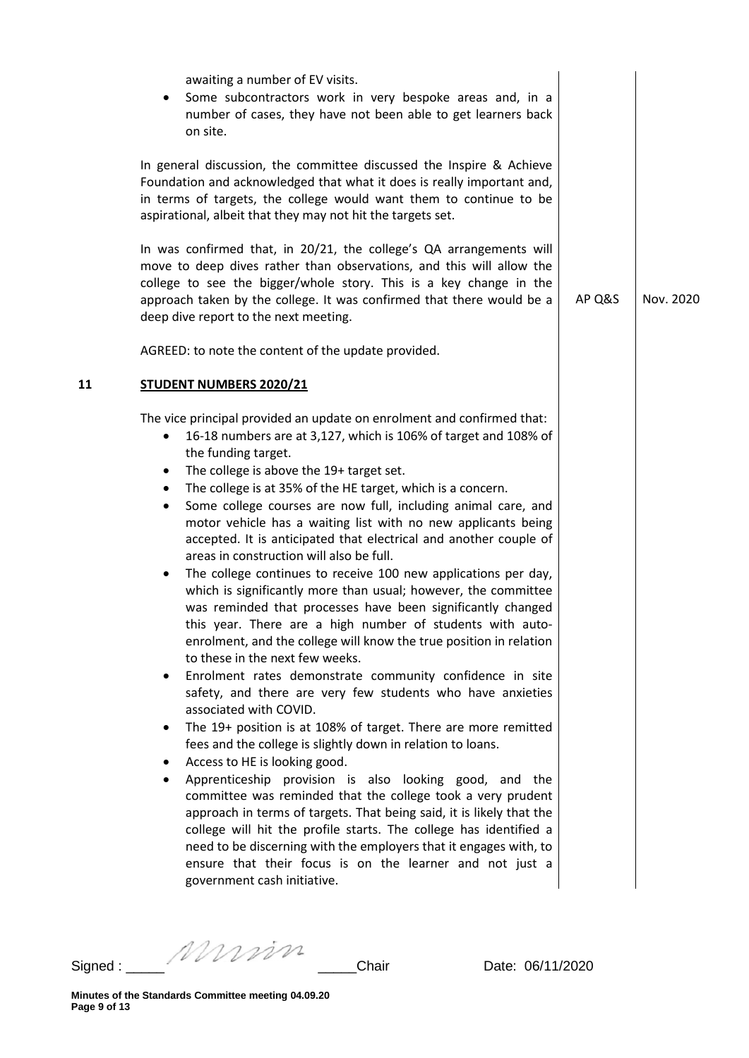awaiting a number of EV visits.

- Some subcontractors work in very bespoke areas and, in a number of cases, they have not been able to get learners back on site.

In general discussion, the committee discussed the Inspire & Achieve Foundation and acknowledged that what it does is really important and, in terms of targets, the college would want them to continue to be aspirational, albeit that they may not hit the targets set.

In was confirmed that, in 20/21, the college's QA arrangements will move to deep dives rather than observations, and this will allow the college to see the bigger/whole story. This is a key change in the approach taken by the college. It was confirmed that there would be a deep dive report to the next meeting. — AP Q&S — Nov. 2020

AGREED: to note the content of the update provided.

## 11 STUDENT NUMBERS 2020/21

The vice principal provided an update on enrolment and confirmed that:

- 16-18 numbers are at 3,127, which is 106% of target and 108% of the funding target.
- The college is above the 19+ target set.
- The college is at 35% of the HE target, which is a concern.
- Some college courses are now full, including animal care, and motor vehicle has a waiting list with no new applicants being accepted. It is anticipated that electrical and another couple of areas in construction will also be full.
- The college continues to receive 100 new applications per day, which is significantly more than usual; however, the committee was reminded that processes have been significantly changed this year. There are a high number of students with auto-enrolment, and the college will know the true position in relation to these in the next few weeks.
- Enrolment rates demonstrate community confidence in site safety, and there are very few students who have anxieties associated with COVID.
- The 19+ position is at 108% of target. There are more remitted fees and the college is slightly down in relation to loans.
- Access to HE is looking good.
- Apprenticeship provision is also looking good, and the committee was reminded that the college took a very prudent approach in terms of targets. That being said, it is likely that the college will hit the profile starts. The college has identified a need to be discerning with the employers that it engages with, to ensure that their focus is on the learner and not just a government cash initiative.

Signed : \_\_\_\_\_ \_\_\_\_\_Chair Date: 06/11/2020

**Minutes of the Standards Committee meeting 04.09.20**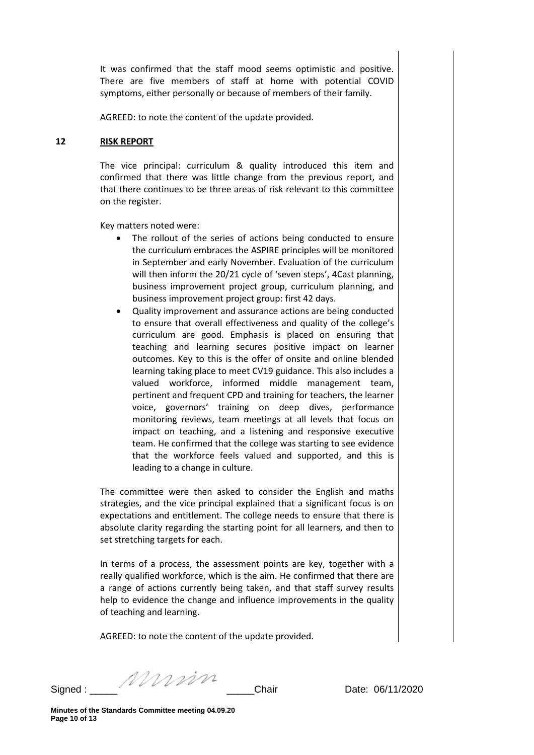It was confirmed that the staff mood seems optimistic and positive. There are five members of staff at home with potential COVID symptoms, either personally or because of members of their family.

AGREED: to note the content of the update provided.

## 12 RISK REPORT

The vice principal: curriculum & quality introduced this item and confirmed that there was little change from the previous report, and that there continues to be three areas of risk relevant to this committee on the register.

Key matters noted were:

- The rollout of the series of actions being conducted to ensure the curriculum embraces the ASPIRE principles will be monitored in September and early November. Evaluation of the curriculum will then inform the 20/21 cycle of 'seven steps', 4Cast planning, business improvement project group, curriculum planning, and business improvement project group: first 42 days.
- Quality improvement and assurance actions are being conducted to ensure that overall effectiveness and quality of the college's curriculum are good. Emphasis is placed on ensuring that teaching and learning secures positive impact on learner outcomes. Key to this is the offer of onsite and online blended learning taking place to meet CV19 guidance. This also includes a valued workforce, informed middle management team, pertinent and frequent CPD and training for teachers, the learner voice, governors' training on deep dives, performance monitoring reviews, team meetings at all levels that focus on impact on teaching, and a listening and responsive executive team. He confirmed that the college was starting to see evidence that the workforce feels valued and supported, and this is leading to a change in culture.

The committee were then asked to consider the English and maths strategies, and the vice principal explained that a significant focus is on expectations and entitlement. The college needs to ensure that there is absolute clarity regarding the starting point for all learners, and then to set stretching targets for each.

In terms of a process, the assessment points are key, together with a really qualified workforce, which is the aim. He confirmed that there are a range of actions currently being taken, and that staff survey results help to evidence the change and influence improvements in the quality of teaching and learning.

AGREED: to note the content of the update provided.

Signed : _____ _____Chair Date: 06/11/2020

Minutes of the Standards Committee meeting 04.09.20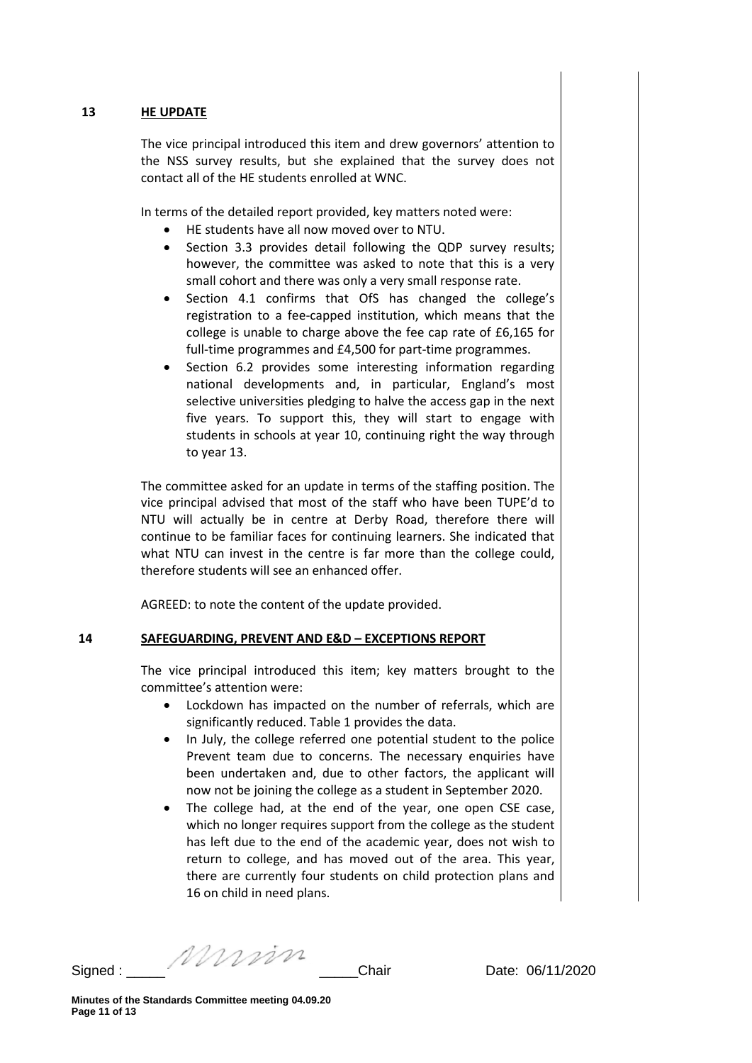## 13 HE UPDATE

The vice principal introduced this item and drew governors' attention to the NSS survey results, but she explained that the survey does not contact all of the HE students enrolled at WNC.

In terms of the detailed report provided, key matters noted were:

- HE students have all now moved over to NTU.
- Section 3.3 provides detail following the QDP survey results; however, the committee was asked to note that this is a very small cohort and there was only a very small response rate.
- Section 4.1 confirms that OfS has changed the college's registration to a fee-capped institution, which means that the college is unable to charge above the fee cap rate of £6,165 for full-time programmes and £4,500 for part-time programmes.
- Section 6.2 provides some interesting information regarding national developments and, in particular, England's most selective universities pledging to halve the access gap in the next five years. To support this, they will start to engage with students in schools at year 10, continuing right the way through to year 13.

The committee asked for an update in terms of the staffing position. The vice principal advised that most of the staff who have been TUPE'd to NTU will actually be in centre at Derby Road, therefore there will continue to be familiar faces for continuing learners. She indicated that what NTU can invest in the centre is far more than the college could, therefore students will see an enhanced offer.

AGREED: to note the content of the update provided.

## 14 SAFEGUARDING, PREVENT AND E&D – EXCEPTIONS REPORT

The vice principal introduced this item; key matters brought to the committee's attention were:

- Lockdown has impacted on the number of referrals, which are significantly reduced. Table 1 provides the data.
- In July, the college referred one potential student to the police Prevent team due to concerns. The necessary enquiries have been undertaken and, due to other factors, the applicant will now not be joining the college as a student in September 2020.
- The college had, at the end of the year, one open CSE case, which no longer requires support from the college as the student has left due to the end of the academic year, does not wish to return to college, and has moved out of the area. This year, there are currently four students on child protection plans and 16 on child in need plans.

Signed : ____________ Chair Date: 06/11/2020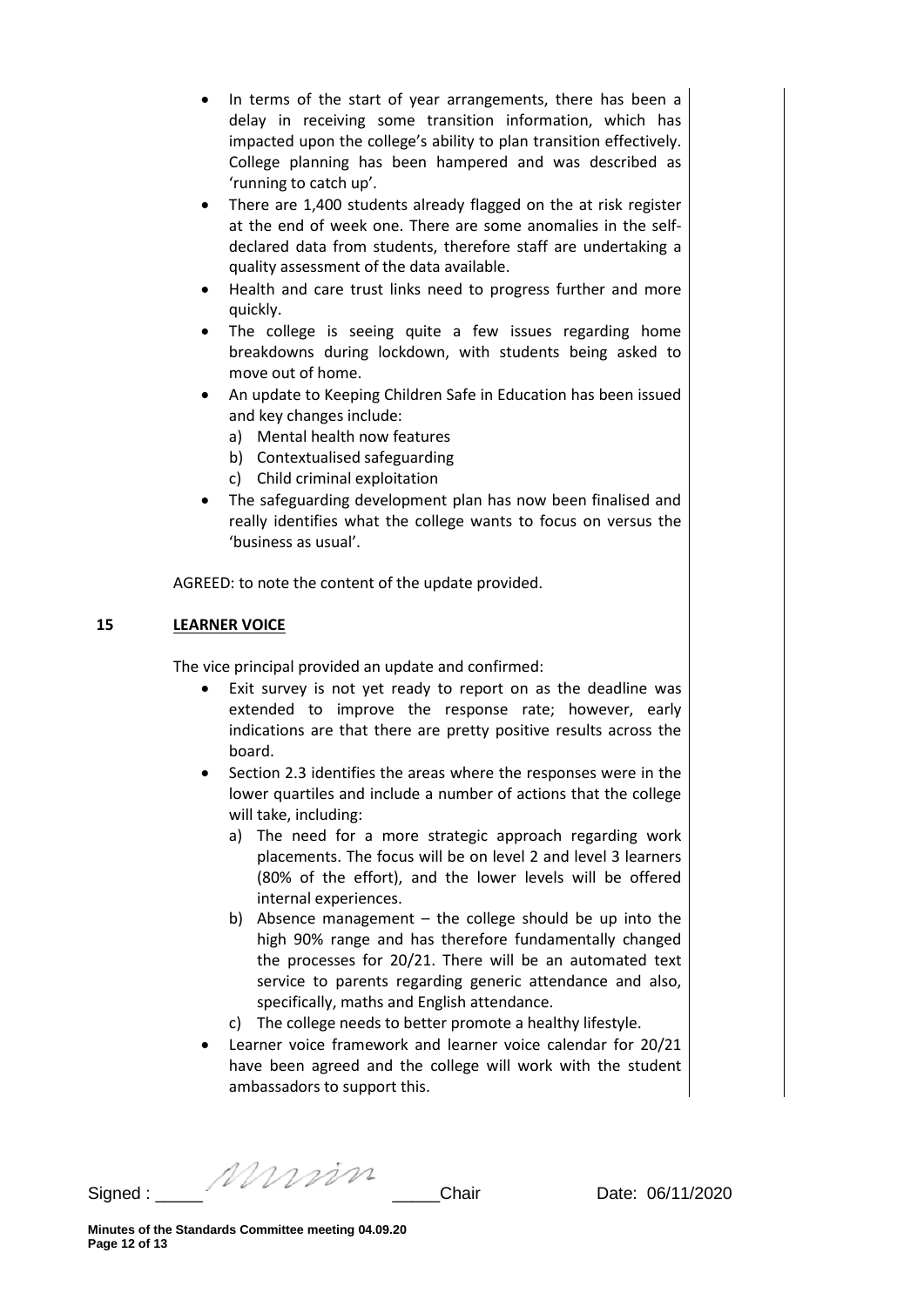- In terms of the start of year arrangements, there has been a delay in receiving some transition information, which has impacted upon the college's ability to plan transition effectively. College planning has been hampered and was described as 'running to catch up'.
- There are 1,400 students already flagged on the at risk register at the end of week one. There are some anomalies in the self-declared data from students, therefore staff are undertaking a quality assessment of the data available.
- Health and care trust links need to progress further and more quickly.
- The college is seeing quite a few issues regarding home breakdowns during lockdown, with students being asked to move out of home.
- An update to Keeping Children Safe in Education has been issued and key changes include:
  a) Mental health now features
  b) Contextualised safeguarding
  c) Child criminal exploitation
- The safeguarding development plan has now been finalised and really identifies what the college wants to focus on versus the 'business as usual'.

AGREED: to note the content of the update provided.

## 15 LEARNER VOICE

The vice principal provided an update and confirmed:

- Exit survey is not yet ready to report on as the deadline was extended to improve the response rate; however, early indications are that there are pretty positive results across the board.
- Section 2.3 identifies the areas where the responses were in the lower quartiles and include a number of actions that the college will take, including:
  a) The need for a more strategic approach regarding work placements. The focus will be on level 2 and level 3 learners (80% of the effort), and the lower levels will be offered internal experiences.
  b) Absence management – the college should be up into the high 90% range and has therefore fundamentally changed the processes for 20/21. There will be an automated text service to parents regarding generic attendance and also, specifically, maths and English attendance.
  c) The college needs to better promote a healthy lifestyle.
- Learner voice framework and learner voice calendar for 20/21 have been agreed and the college will work with the student ambassadors to support this.

Signed : _____ _____Chair Date: 06/11/2020

**Minutes of the Standards Committee meeting 04.09.20**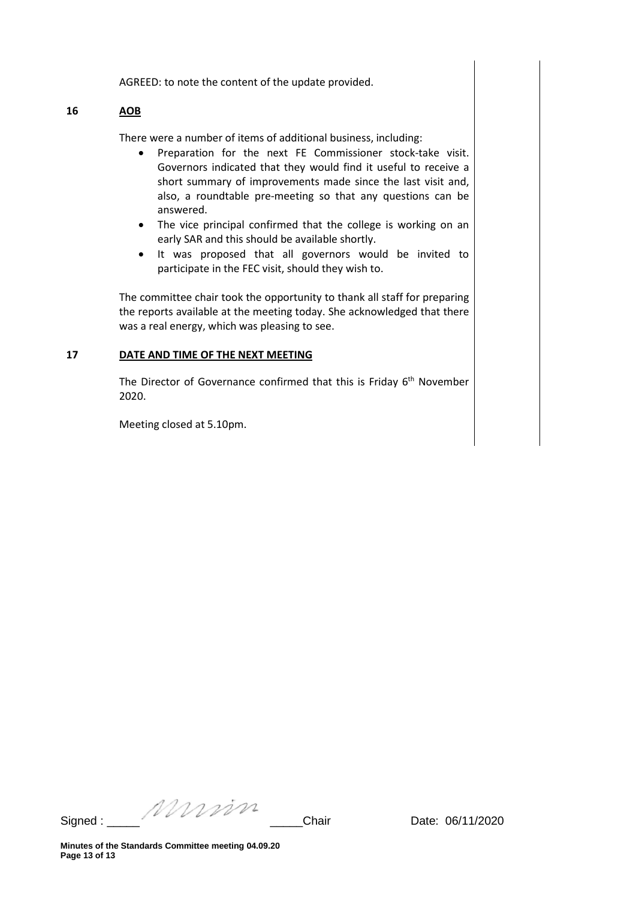AGREED: to note the content of the update provided.

**16 AOB**

There were a number of items of additional business, including:

- Preparation for the next FE Commissioner stock-take visit. Governors indicated that they would find it useful to receive a short summary of improvements made since the last visit and, also, a roundtable pre-meeting so that any questions can be answered.
- The vice principal confirmed that the college is working on an early SAR and this should be available shortly.
- It was proposed that all governors would be invited to participate in the FEC visit, should they wish to.

The committee chair took the opportunity to thank all staff for preparing the reports available at the meeting today. She acknowledged that there was a real energy, which was pleasing to see.

**17 DATE AND TIME OF THE NEXT MEETING**

The Director of Governance confirmed that this is Friday 6th November 2020.

Meeting closed at 5.10pm.

Signed : _____ _____Chair Date: 06/11/2020

**Minutes of the Standards Committee meeting 04.09.20**